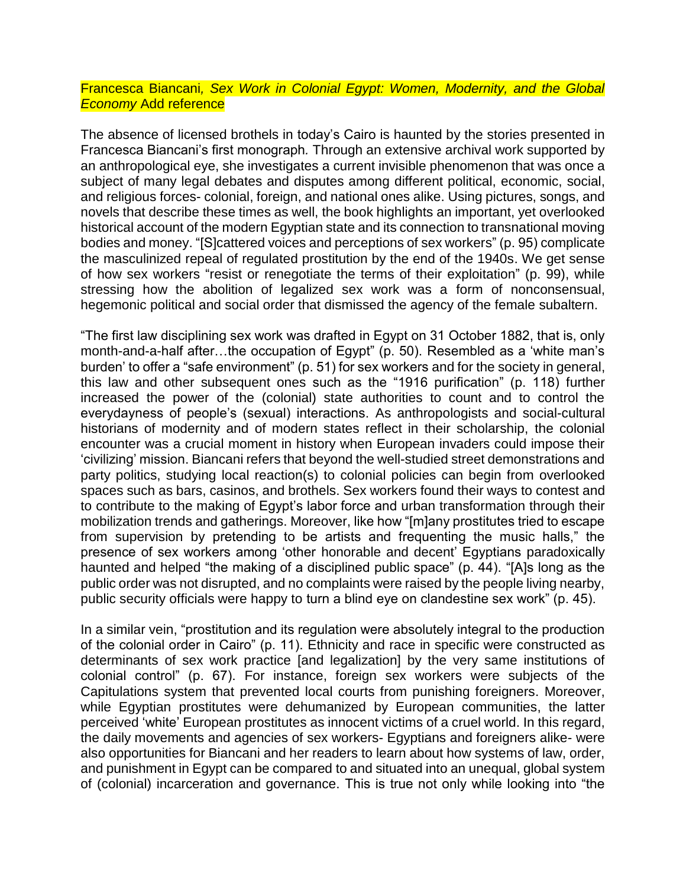Francesca Biancani, *Sex Work in Colonial Egypt: Women, Modernity, and the Global Economy* Add reference

The absence of licensed brothels in today's Cairo is haunted by the stories presented in Francesca Biancani's first monograph. Through an extensive archival work supported by an anthropological eye, she investigates a current invisible phenomenon that was once a subject of many legal debates and disputes among different political, economic, social, and religious forces- colonial, foreign, and national ones alike. Using pictures, songs, and novels that describe these times as well, the book highlights an important, yet overlooked historical account of the modern Egyptian state and its connection to transnational moving bodies and money. "[S]cattered voices and perceptions of sex workers" (p. 95) complicate the masculinized repeal of regulated prostitution by the end of the 1940s. We get sense of how sex workers "resist or renegotiate the terms of their exploitation" (p. 99), while stressing how the abolition of legalized sex work was a form of nonconsensual, hegemonic political and social order that dismissed the agency of the female subaltern.

"The first law disciplining sex work was drafted in Egypt on 31 October 1882, that is, only month-and-a-half after…the occupation of Egypt" (p. 50). Resembled as a 'white man's burden' to offer a "safe environment" (p. 51) for sex workers and for the society in general, this law and other subsequent ones such as the "1916 purification" (p. 118) further increased the power of the (colonial) state authorities to count and to control the everydayness of people's (sexual) interactions. As anthropologists and social-cultural historians of modernity and of modern states reflect in their scholarship, the colonial encounter was a crucial moment in history when European invaders could impose their 'civilizing' mission. Biancani refers that beyond the well-studied street demonstrations and party politics, studying local reaction(s) to colonial policies can begin from overlooked spaces such as bars, casinos, and brothels. Sex workers found their ways to contest and to contribute to the making of Egypt's labor force and urban transformation through their mobilization trends and gatherings. Moreover, like how "[m]any prostitutes tried to escape from supervision by pretending to be artists and frequenting the music halls," the presence of sex workers among 'other honorable and decent' Egyptians paradoxically haunted and helped "the making of a disciplined public space" (p. 44). "[A]s long as the public order was not disrupted, and no complaints were raised by the people living nearby, public security officials were happy to turn a blind eye on clandestine sex work" (p. 45).

In a similar vein, "prostitution and its regulation were absolutely integral to the production of the colonial order in Cairo" (p. 11). Ethnicity and race in specific were constructed as determinants of sex work practice [and legalization] by the very same institutions of colonial control" (p. 67). For instance, foreign sex workers were subjects of the Capitulations system that prevented local courts from punishing foreigners. Moreover, while Egyptian prostitutes were dehumanized by European communities, the latter perceived 'white' European prostitutes as innocent victims of a cruel world. In this regard, the daily movements and agencies of sex workers- Egyptians and foreigners alike- were also opportunities for Biancani and her readers to learn about how systems of law, order, and punishment in Egypt can be compared to and situated into an unequal, global system of (colonial) incarceration and governance. This is true not only while looking into "the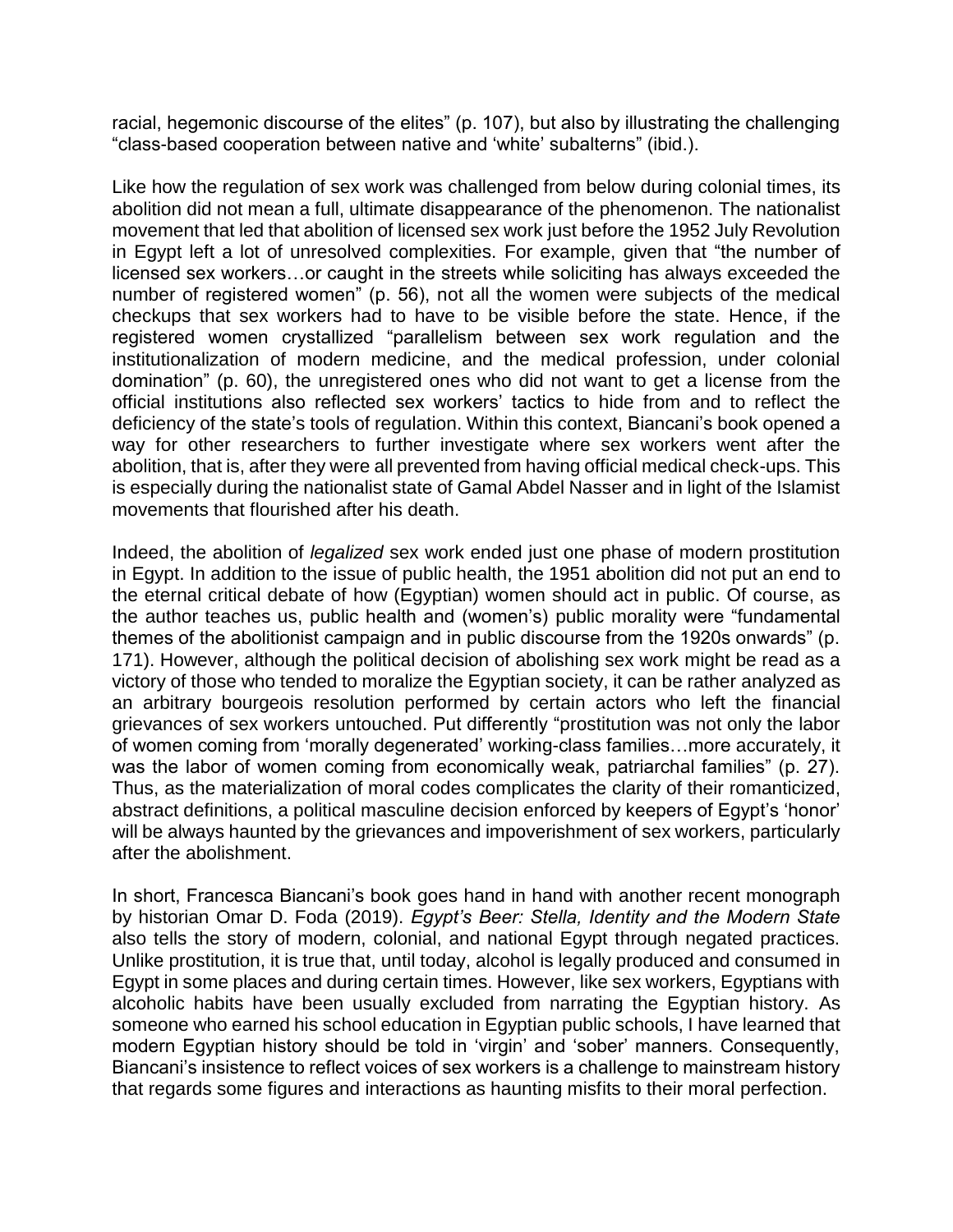racial, hegemonic discourse of the elites" (p. 107), but also by illustrating the challenging "class-based cooperation between native and 'white' subalterns" (ibid.).

Like how the regulation of sex work was challenged from below during colonial times, its abolition did not mean a full, ultimate disappearance of the phenomenon. The nationalist movement that led that abolition of licensed sex work just before the 1952 July Revolution in Egypt left a lot of unresolved complexities. For example, given that "the number of licensed sex workers…or caught in the streets while soliciting has always exceeded the number of registered women" (p. 56), not all the women were subjects of the medical checkups that sex workers had to have to be visible before the state. Hence, if the registered women crystallized "parallelism between sex work regulation and the institutionalization of modern medicine, and the medical profession, under colonial domination" (p. 60), the unregistered ones who did not want to get a license from the official institutions also reflected sex workers' tactics to hide from and to reflect the deficiency of the state's tools of regulation. Within this context, Biancani's book opened a way for other researchers to further investigate where sex workers went after the abolition, that is, after they were all prevented from having official medical check-ups. This is especially during the nationalist state of Gamal Abdel Nasser and in light of the Islamist movements that flourished after his death.

Indeed, the abolition of *legalized* sex work ended just one phase of modern prostitution in Egypt. In addition to the issue of public health, the 1951 abolition did not put an end to the eternal critical debate of how (Egyptian) women should act in public. Of course, as the author teaches us, public health and (women's) public morality were "fundamental themes of the abolitionist campaign and in public discourse from the 1920s onwards" (p. 171). However, although the political decision of abolishing sex work might be read as a victory of those who tended to moralize the Egyptian society, it can be rather analyzed as an arbitrary bourgeois resolution performed by certain actors who left the financial grievances of sex workers untouched. Put differently "prostitution was not only the labor of women coming from 'morally degenerated' working-class families…more accurately, it was the labor of women coming from economically weak, patriarchal families" (p. 27). Thus, as the materialization of moral codes complicates the clarity of their romanticized, abstract definitions, a political masculine decision enforced by keepers of Egypt's 'honor' will be always haunted by the grievances and impoverishment of sex workers, particularly after the abolishment.

In short, Francesca Biancani's book goes hand in hand with another recent monograph by historian Omar D. Foda (2019). *Egypt's Beer: Stella, Identity and the Modern State* also tells the story of modern, colonial, and national Egypt through negated practices. Unlike prostitution, it is true that, until today, alcohol is legally produced and consumed in Egypt in some places and during certain times. However, like sex workers, Egyptians with alcoholic habits have been usually excluded from narrating the Egyptian history. As someone who earned his school education in Egyptian public schools, I have learned that modern Egyptian history should be told in 'virgin' and 'sober' manners. Consequently, Biancani's insistence to reflect voices of sex workers is a challenge to mainstream history that regards some figures and interactions as haunting misfits to their moral perfection.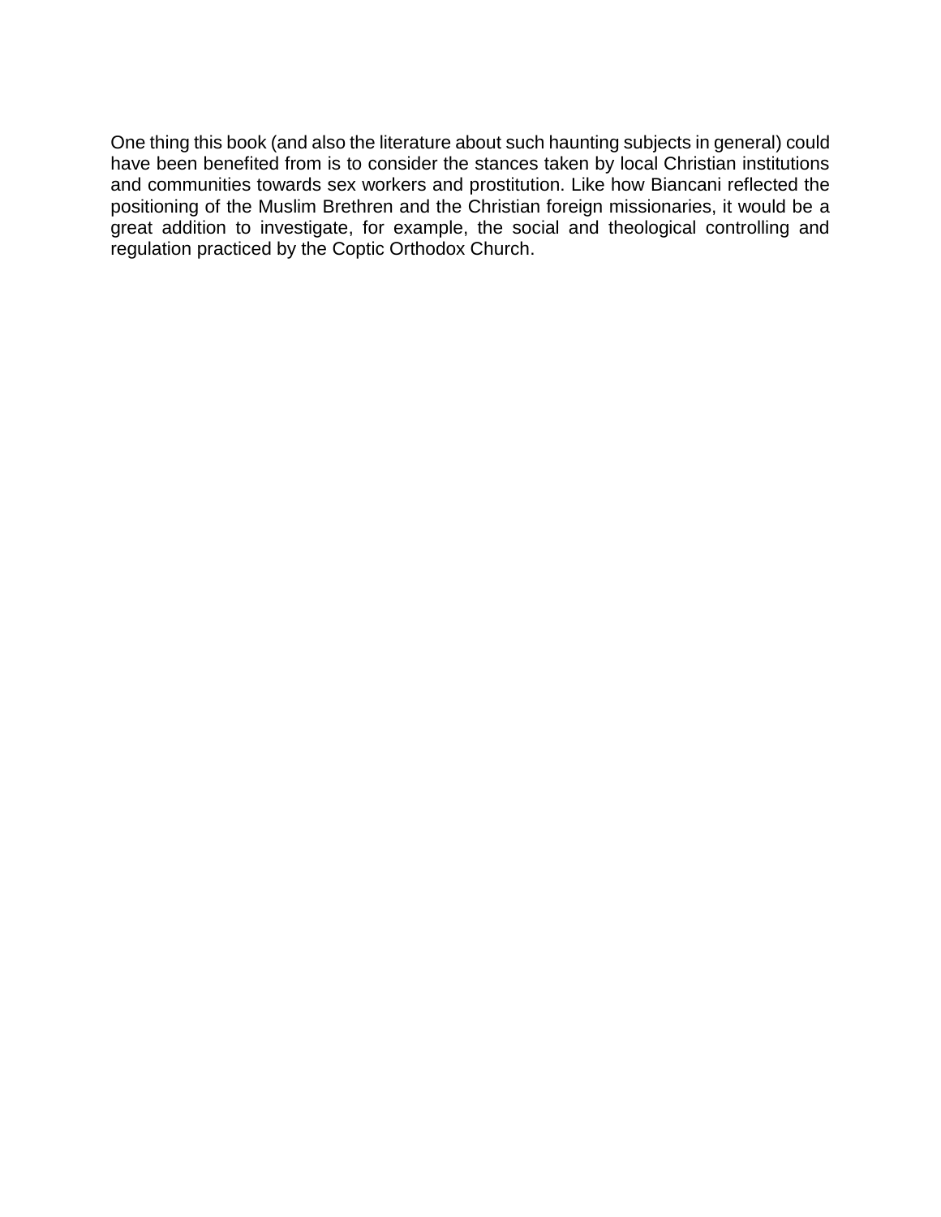One thing this book (and also the literature about such haunting subjects in general) could have been benefited from is to consider the stances taken by local Christian institutions and communities towards sex workers and prostitution. Like how Biancani reflected the positioning of the Muslim Brethren and the Christian foreign missionaries, it would be a great addition to investigate, for example, the social and theological controlling and regulation practiced by the Coptic Orthodox Church.